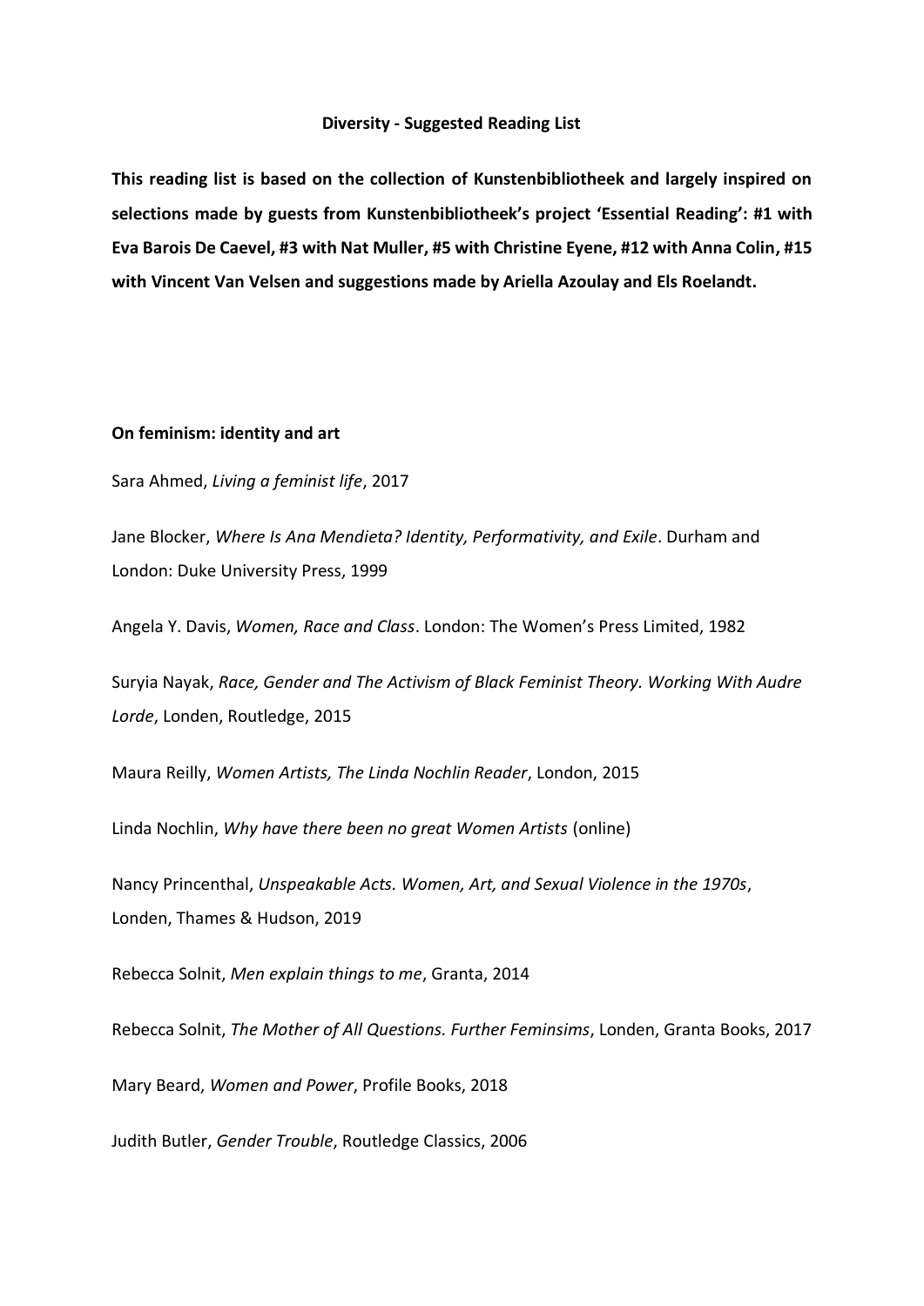# Diversity - Suggested Reading List

**This reading list is based on the collection of Kunstenbibliotheek and largely inspired on selections made by guests from Kunstenbibliotheek's project 'Essential Reading': #1 with Eva Barois De Caevel, #3 with Nat Muller, #5 with Christine Eyene, #12 with Anna Colin, #15 with Vincent Van Velsen and suggestions made by Ariella Azoulay and Els Roelandt.**

## On feminism: identity and art

Sara Ahmed, *Living a feminist life*, 2017

Jane Blocker, *Where Is Ana Mendieta? Identity, Performativity, and Exile*. Durham and London: Duke University Press, 1999

Angela Y. Davis, *Women, Race and Class*. London: The Women's Press Limited, 1982

Suryia Nayak, *Race, Gender and The Activism of Black Feminist Theory. Working With Audre Lorde*, Londen, Routledge, 2015

Maura Reilly, *Women Artists, The Linda Nochlin Reader*, London, 2015

Linda Nochlin, *Why have there been no great Women Artists* (online)

Nancy Princenthal, *Unspeakable Acts. Women, Art, and Sexual Violence in the 1970s*, Londen, Thames & Hudson, 2019

Rebecca Solnit, *Men explain things to me*, Granta, 2014

Rebecca Solnit, *The Mother of All Questions. Further Feminsims*, Londen, Granta Books, 2017

Mary Beard, *Women and Power*, Profile Books, 2018

Judith Butler, *Gender Trouble*, Routledge Classics, 2006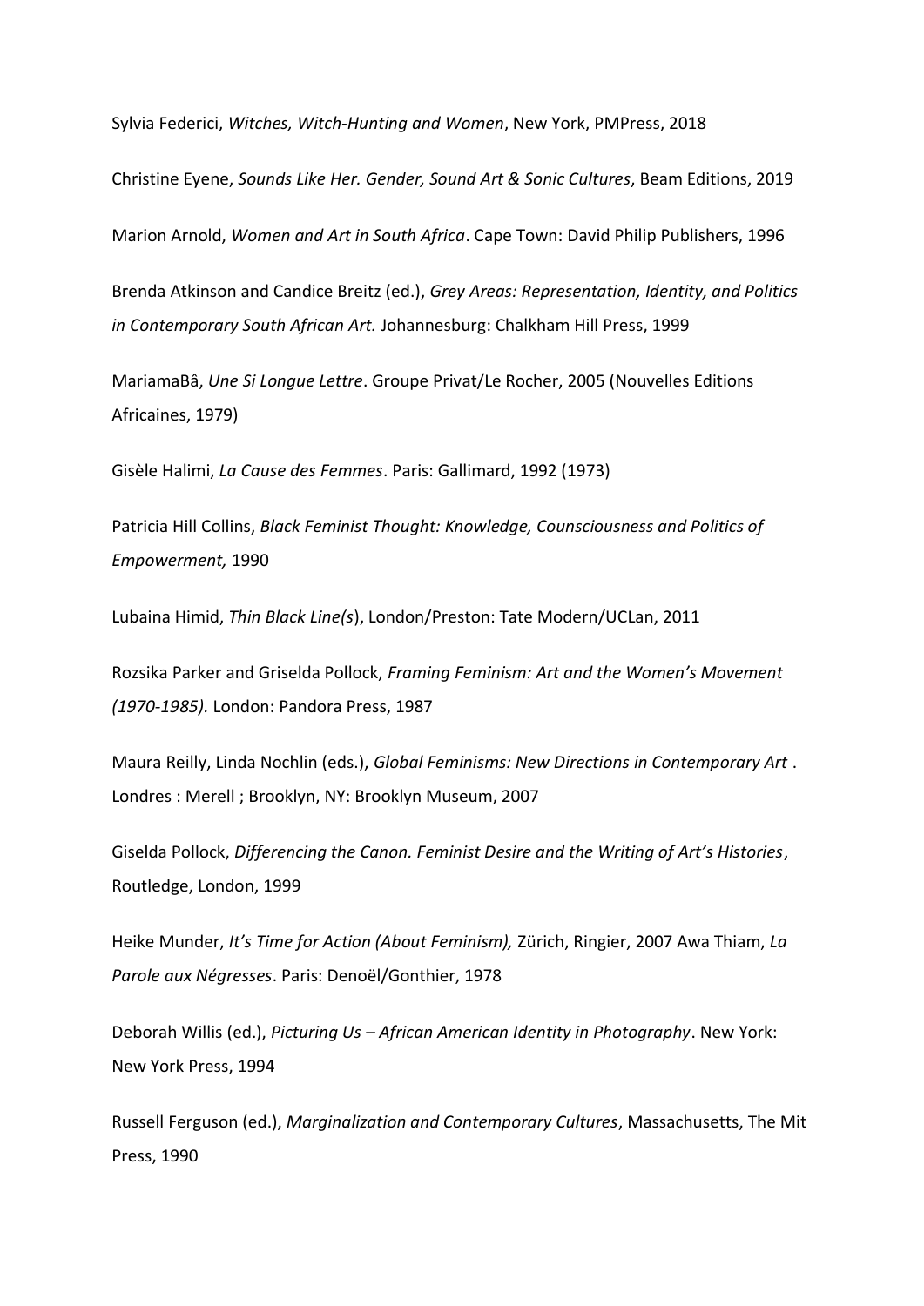Sylvia Federici, *Witches, Witch-Hunting and Women*, New York, PMPress, 2018

Christine Eyene, *Sounds Like Her. Gender, Sound Art & Sonic Cultures*, Beam Editions, 2019

Marion Arnold, *Women and Art in South Africa*. Cape Town: David Philip Publishers, 1996

Brenda Atkinson and Candice Breitz (ed.), *Grey Areas: Representation, Identity, and Politics in Contemporary South African Art.* Johannesburg: Chalkham Hill Press, 1999

MariamaBâ, *Une Si Longue Lettre*. Groupe Privat/Le Rocher, 2005 (Nouvelles Editions Africaines, 1979)

Gisèle Halimi, *La Cause des Femmes*. Paris: Gallimard, 1992 (1973)

Patricia Hill Collins, *Black Feminist Thought: Knowledge, Counsciousness and Politics of Empowerment,* 1990

Lubaina Himid, *Thin Black Line(s*), London/Preston: Tate Modern/UCLan, 2011

Rozsika Parker and Griselda Pollock, *Framing Feminism: Art and the Women's Movement (1970-1985).* London: Pandora Press, 1987

Maura Reilly, Linda Nochlin (eds.), *Global Feminisms: New Directions in Contemporary Art* . Londres : Merell ; Brooklyn, NY: Brooklyn Museum, 2007

Giselda Pollock, *Differencing the Canon. Feminist Desire and the Writing of Art's Histories*, Routledge, London, 1999

Heike Munder, *It's Time for Action (About Feminism),* Zürich, Ringier, 2007 Awa Thiam, *La Parole aux Négresses*. Paris: Denoël/Gonthier, 1978

Deborah Willis (ed.), *Picturing Us – African American Identity in Photography*. New York: New York Press, 1994

Russell Ferguson (ed.), *Marginalization and Contemporary Cultures*, Massachusetts, The Mit Press, 1990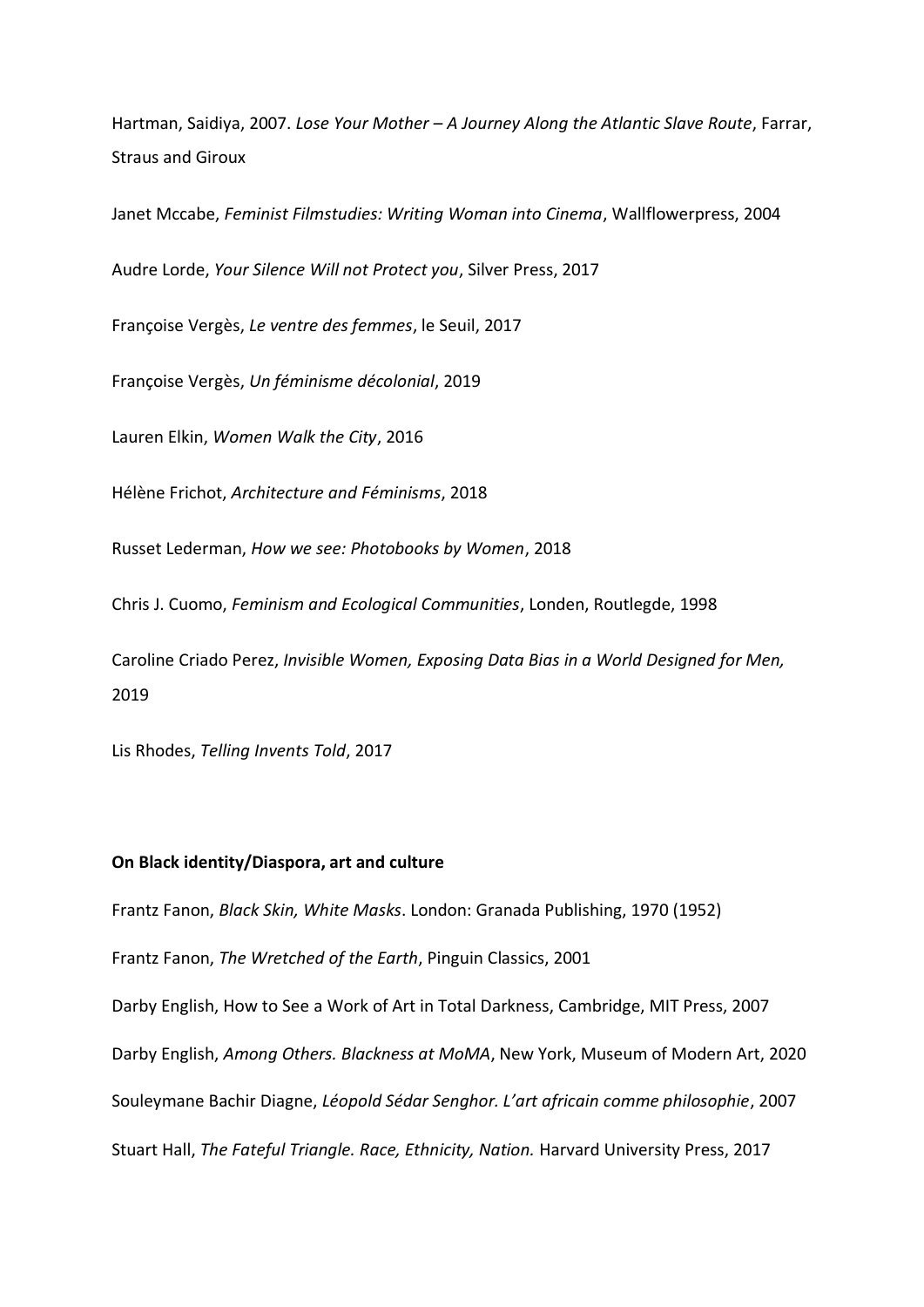Hartman, Saidiya, 2007. *Lose Your Mother – A Journey Along the Atlantic Slave Route*, Farrar, Straus and Giroux

Janet Mccabe, *Feminist Filmstudies: Writing Woman into Cinema*, Wallflowerpress, 2004

Audre Lorde, *Your Silence Will not Protect you*, Silver Press, 2017

Françoise Vergès, *Le ventre des femmes*, le Seuil, 2017

Françoise Vergès, *Un féminisme décolonial*, 2019

Lauren Elkin, *Women Walk the City*, 2016

Hélène Frichot, *Architecture and Féminisms*, 2018

Russet Lederman, *How we see: Photobooks by Women*, 2018

Chris J. Cuomo, *Feminism and Ecological Communities*, Londen, Routlegde, 1998

Caroline Criado Perez, *Invisible Women, Exposing Data Bias in a World Designed for Men,* 2019

Lis Rhodes, *Telling Invents Told*, 2017

**On Black identity/Diaspora, art and culture**

Frantz Fanon, *Black Skin, White Masks*. London: Granada Publishing, 1970 (1952)

Frantz Fanon, *The Wretched of the Earth*, Pinguin Classics, 2001

Darby English, How to See a Work of Art in Total Darkness, Cambridge, MIT Press, 2007

Darby English, *Among Others. Blackness at MoMA*, New York, Museum of Modern Art, 2020

Souleymane Bachir Diagne, *Léopold Sédar Senghor. L'art africain comme philosophie*, 2007

Stuart Hall, *The Fateful Triangle. Race, Ethnicity, Nation.* Harvard University Press, 2017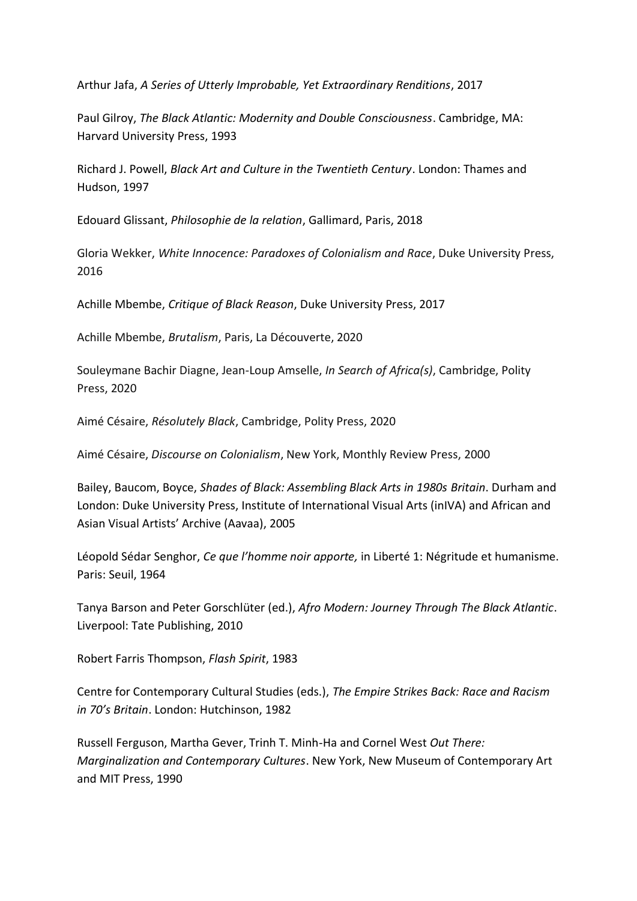Arthur Jafa, *A Series of Utterly Improbable, Yet Extraordinary Renditions*, 2017

Paul Gilroy, *The Black Atlantic: Modernity and Double Consciousness*. Cambridge, MA: Harvard University Press, 1993

Richard J. Powell, *Black Art and Culture in the Twentieth Century*. London: Thames and Hudson, 1997

Edouard Glissant, *Philosophie de la relation*, Gallimard, Paris, 2018

Gloria Wekker, *White Innocence: Paradoxes of Colonialism and Race*, Duke University Press, 2016

Achille Mbembe, *Critique of Black Reason*, Duke University Press, 2017

Achille Mbembe, *Brutalism*, Paris, La Découverte, 2020

Souleymane Bachir Diagne, Jean-Loup Amselle, *In Search of Africa(s)*, Cambridge, Polity Press, 2020

Aimé Césaire, *Résolutely Black*, Cambridge, Polity Press, 2020

Aimé Césaire, *Discourse on Colonialism*, New York, Monthly Review Press, 2000

Bailey, Baucom, Boyce, *Shades of Black: Assembling Black Arts in 1980s Britain*. Durham and London: Duke University Press, Institute of International Visual Arts (inIVA) and African and Asian Visual Artists' Archive (Aavaa), 2005

Léopold Sédar Senghor, *Ce que l'homme noir apporte,* in Liberté 1: Négritude et humanisme. Paris: Seuil, 1964

Tanya Barson and Peter Gorschlüter (ed.), *Afro Modern: Journey Through The Black Atlantic*. Liverpool: Tate Publishing, 2010

Robert Farris Thompson, *Flash Spirit*, 1983

Centre for Contemporary Cultural Studies (eds.), *The Empire Strikes Back: Race and Racism in 70's Britain*. London: Hutchinson, 1982

Russell Ferguson, Martha Gever, Trinh T. Minh-Ha and Cornel West *Out There: Marginalization and Contemporary Cultures*. New York, New Museum of Contemporary Art and MIT Press, 1990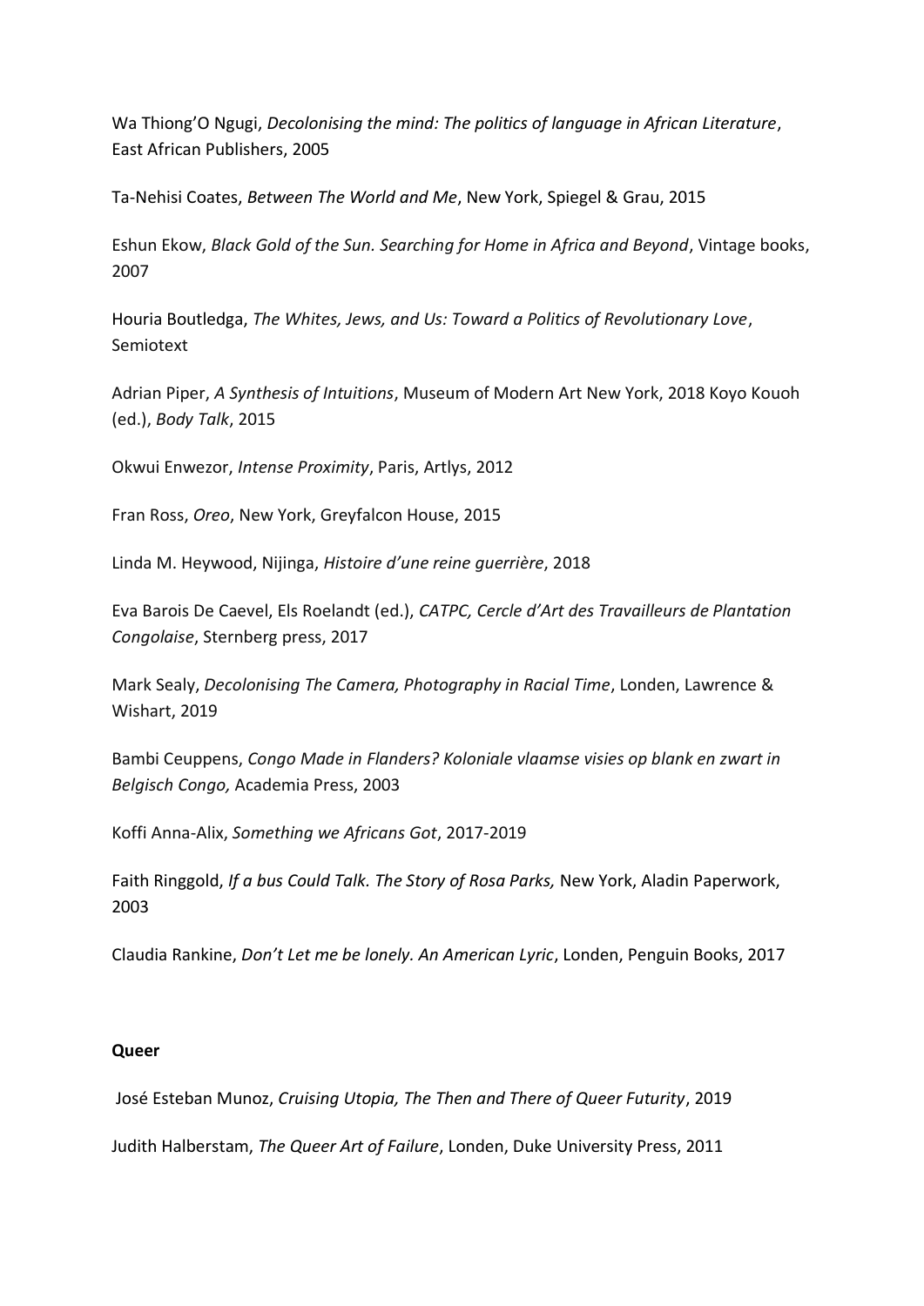Wa Thiong'O Ngugi, *Decolonising the mind: The politics of language in African Literature*, East African Publishers, 2005

Ta-Nehisi Coates, *Between The World and Me*, New York, Spiegel & Grau, 2015

Eshun Ekow, *Black Gold of the Sun. Searching for Home in Africa and Beyond*, Vintage books, 2007

Houria Boutledga, *The Whites, Jews, and Us: Toward a Politics of Revolutionary Love*, Semiotext

Adrian Piper, *A Synthesis of Intuitions*, Museum of Modern Art New York, 2018 Koyo Kouoh (ed.), *Body Talk*, 2015

Okwui Enwezor, *Intense Proximity*, Paris, Artlys, 2012

Fran Ross, *Oreo*, New York, Greyfalcon House, 2015

Linda M. Heywood, Nijinga, *Histoire d'une reine guerrière*, 2018

Eva Barois De Caevel, Els Roelandt (ed.), *CATPC, Cercle d'Art des Travailleurs de Plantation Congolaise*, Sternberg press, 2017

Mark Sealy, *Decolonising The Camera, Photography in Racial Time*, Londen, Lawrence & Wishart, 2019

Bambi Ceuppens, *Congo Made in Flanders? Koloniale vlaamse visies op blank en zwart in Belgisch Congo,* Academia Press, 2003

Koffi Anna-Alix, *Something we Africans Got*, 2017-2019

Faith Ringgold, *If a bus Could Talk. The Story of Rosa Parks,* New York, Aladin Paperwork, 2003

Claudia Rankine, *Don't Let me be lonely. An American Lyric*, Londen, Penguin Books, 2017

**Queer**

José Esteban Munoz, *Cruising Utopia, The Then and There of Queer Futurity*, 2019

Judith Halberstam, *The Queer Art of Failure*, Londen, Duke University Press, 2011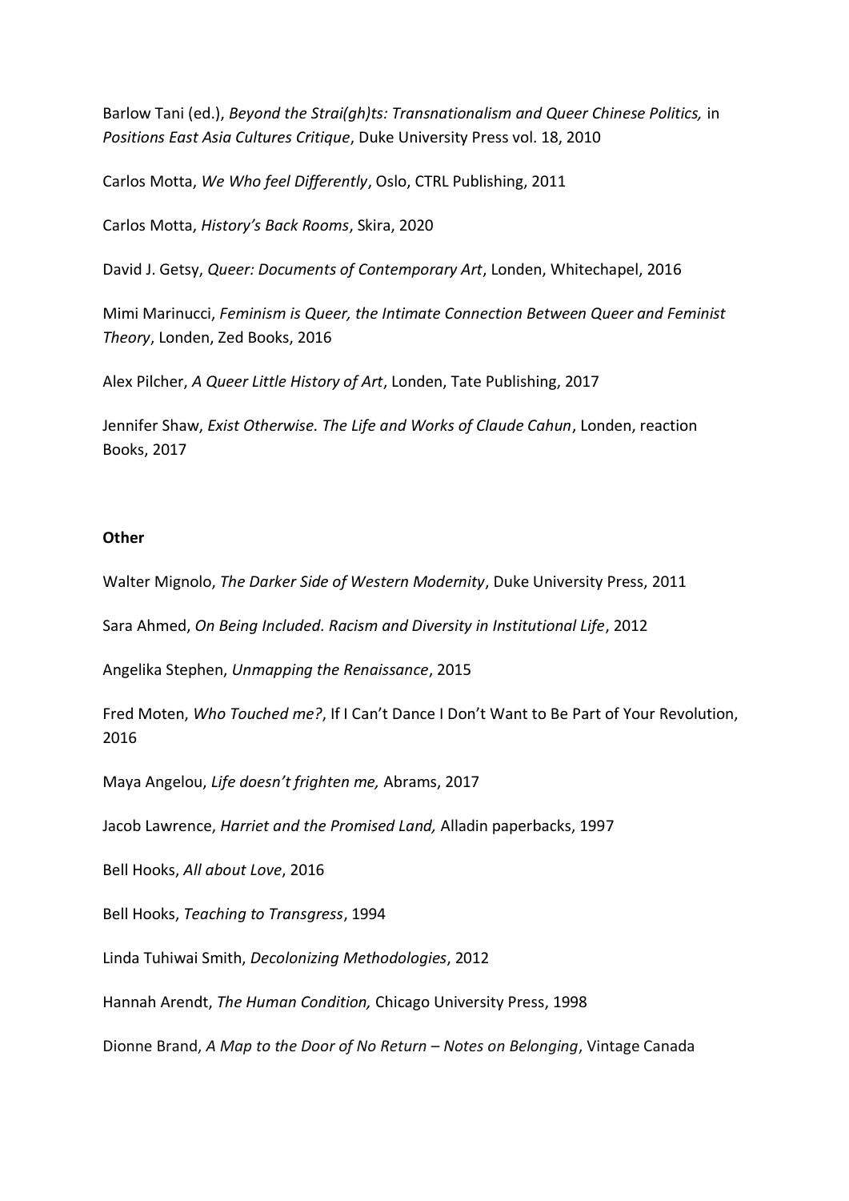Barlow Tani (ed.), *Beyond the Strai(gh)ts: Transnationalism and Queer Chinese Politics,* in *Positions East Asia Cultures Critique*, Duke University Press vol. 18, 2010

Carlos Motta, *We Who feel Differently*, Oslo, CTRL Publishing, 2011

Carlos Motta, *History's Back Rooms*, Skira, 2020

David J. Getsy, *Queer: Documents of Contemporary Art*, Londen, Whitechapel, 2016

Mimi Marinucci, *Feminism is Queer, the Intimate Connection Between Queer and Feminist Theory*, Londen, Zed Books, 2016

Alex Pilcher, *A Queer Little History of Art*, Londen, Tate Publishing, 2017

Jennifer Shaw, *Exist Otherwise. The Life and Works of Claude Cahun*, Londen, reaction Books, 2017

**Other**

Walter Mignolo, *The Darker Side of Western Modernity*, Duke University Press, 2011

Sara Ahmed, *On Being Included. Racism and Diversity in Institutional Life*, 2012

Angelika Stephen, *Unmapping the Renaissance*, 2015

Fred Moten, *Who Touched me?*, If I Can't Dance I Don't Want to Be Part of Your Revolution, 2016

Maya Angelou, *Life doesn't frighten me,* Abrams, 2017

Jacob Lawrence, *Harriet and the Promised Land,* Alladin paperbacks, 1997

Bell Hooks, *All about Love*, 2016

Bell Hooks, *Teaching to Transgress*, 1994

Linda Tuhiwai Smith, *Decolonizing Methodologies*, 2012

Hannah Arendt, *The Human Condition,* Chicago University Press, 1998

Dionne Brand, *A Map to the Door of No Return – Notes on Belonging*, Vintage Canada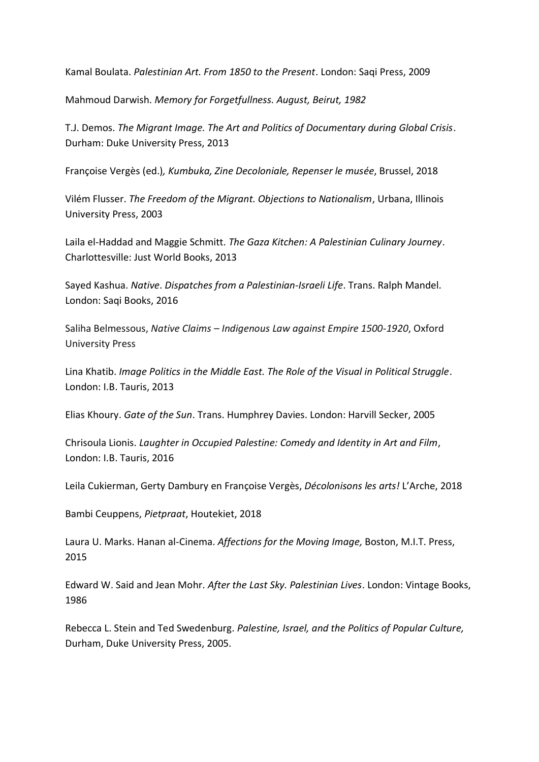Kamal Boulata. *Palestinian Art. From 1850 to the Present*. London: Saqi Press, 2009

Mahmoud Darwish. *Memory for Forgetfullness. August, Beirut, 1982*

T.J. Demos. *The Migrant Image. The Art and Politics of Documentary during Global Crisis*. Durham: Duke University Press, 2013

Françoise Vergès (ed.)*, Kumbuka, Zine Decoloniale, Repenser le musée*, Brussel, 2018

Vilém Flusser. *The Freedom of the Migrant. Objections to Nationalism*, Urbana, Illinois University Press, 2003

Laila el-Haddad and Maggie Schmitt. *The Gaza Kitchen: A Palestinian Culinary Journey*. Charlottesville: Just World Books, 2013

Sayed Kashua. *Native*. *Dispatches from a Palestinian-Israeli Life*. Trans. Ralph Mandel. London: Saqi Books, 2016

Saliha Belmessous, *Native Claims – Indigenous Law against Empire 1500-1920*, Oxford University Press

Lina Khatib. *Image Politics in the Middle East. The Role of the Visual in Political Struggle*. London: I.B. Tauris, 2013

Elias Khoury. *Gate of the Sun*. Trans. Humphrey Davies. London: Harvill Secker, 2005

Chrisoula Lionis. *Laughter in Occupied Palestine: Comedy and Identity in Art and Film*, London: I.B. Tauris, 2016

Leila Cukierman, Gerty Dambury en Françoise Vergès, *Décolonisons les arts!* L'Arche, 2018

Bambi Ceuppens, *Pietpraat*, Houtekiet, 2018

Laura U. Marks. Hanan al-Cinema. *Affections for the Moving Image,* Boston, M.I.T. Press, 2015

Edward W. Said and Jean Mohr. *After the Last Sky. Palestinian Lives*. London: Vintage Books, 1986

Rebecca L. Stein and Ted Swedenburg. *Palestine, Israel, and the Politics of Popular Culture,* Durham, Duke University Press, 2005.